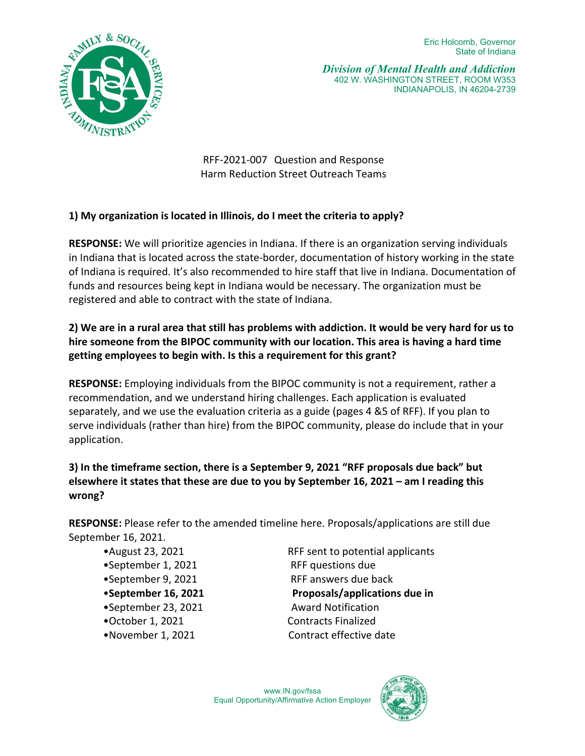Eric Holcomb, Governor
State of Indiana

***Division of Mental Health and Addiction***
402 W. WASHINGTON STREET, ROOM W353
INDIANAPOLIS, IN 46204-2739

RFF-2021-007 Question and Response
Harm Reduction Street Outreach Teams

**1) My organization is located in Illinois, do I meet the criteria to apply?**

**RESPONSE:** We will prioritize agencies in Indiana. If there is an organization serving individuals in Indiana that is located across the state-border, documentation of history working in the state of Indiana is required. It's also recommended to hire staff that live in Indiana. Documentation of funds and resources being kept in Indiana would be necessary. The organization must be registered and able to contract with the state of Indiana.

**2) We are in a rural area that still has problems with addiction. It would be very hard for us to hire someone from the BIPOC community with our location. This area is having a hard time getting employees to begin with. Is this a requirement for this grant?**

**RESPONSE:** Employing individuals from the BIPOC community is not a requirement, rather a recommendation, and we understand hiring challenges. Each application is evaluated separately, and we use the evaluation criteria as a guide (pages 4 &5 of RFF). If you plan to serve individuals (rather than hire) from the BIPOC community, please do include that in your application.

**3) In the timeframe section, there is a September 9, 2021 "RFF proposals due back" but elsewhere it states that these are due to you by September 16, 2021 – am I reading this wrong?**

**RESPONSE:** Please refer to the amended timeline here. Proposals/applications are still due September 16, 2021.

- August 23, 2021 — RFF sent to potential applicants
- September 1, 2021 — RFF questions due
- September 9, 2021 — RFF answers due back
- **September 16, 2021 — Proposals/applications due in**
- September 23, 2021 — Award Notification
- October 1, 2021 — Contracts Finalized
- November 1, 2021 — Contract effective date

www.IN.gov/fssa
Equal Opportunity/Affirmative Action Employer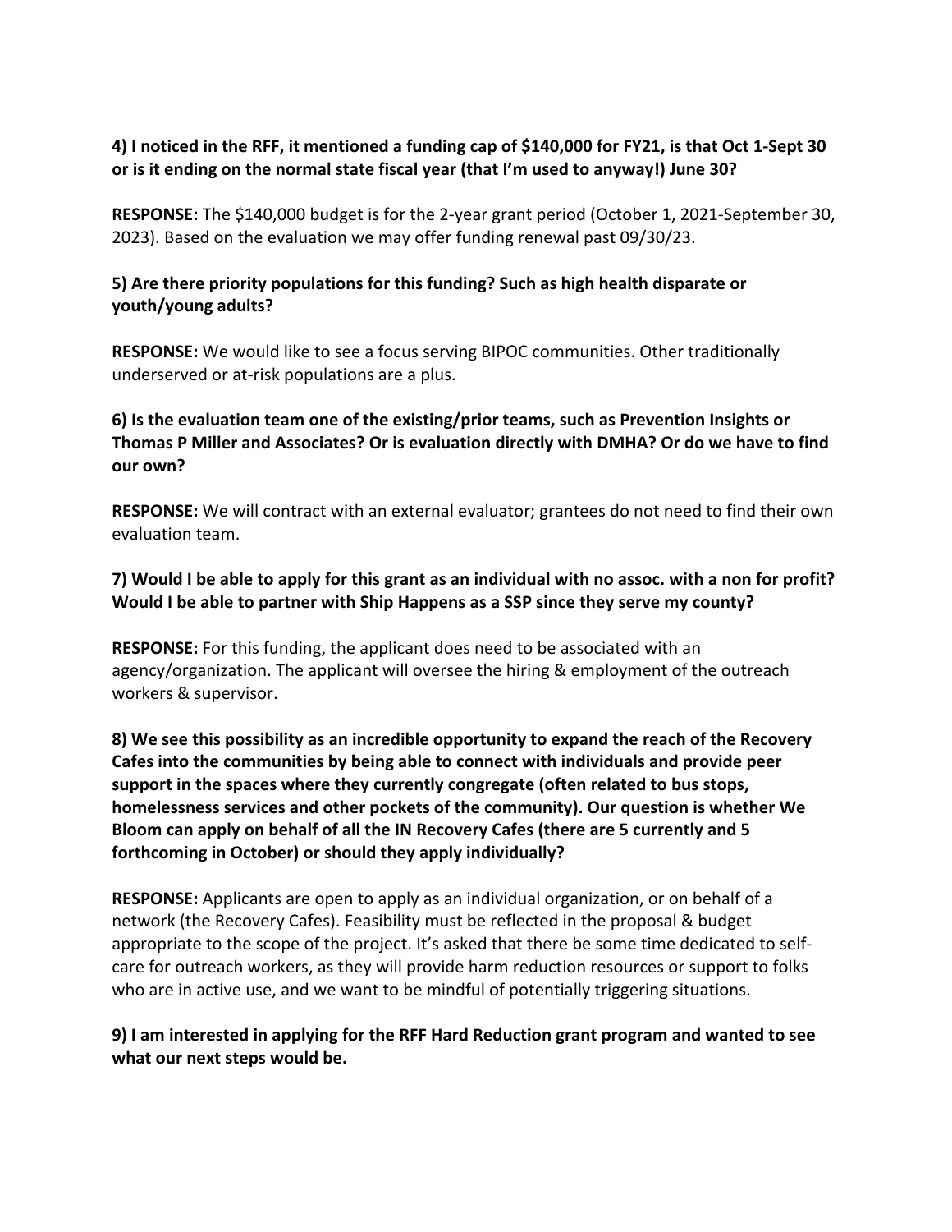**4) I noticed in the RFF, it mentioned a funding cap of $140,000 for FY21, is that Oct 1-Sept 30 or is it ending on the normal state fiscal year (that I'm used to anyway!) June 30?**

**RESPONSE:** The $140,000 budget is for the 2-year grant period (October 1, 2021-September 30, 2023). Based on the evaluation we may offer funding renewal past 09/30/23.

**5) Are there priority populations for this funding? Such as high health disparate or youth/young adults?**

**RESPONSE:** We would like to see a focus serving BIPOC communities. Other traditionally underserved or at-risk populations are a plus.

**6) Is the evaluation team one of the existing/prior teams, such as Prevention Insights or Thomas P Miller and Associates? Or is evaluation directly with DMHA? Or do we have to find our own?**

**RESPONSE:** We will contract with an external evaluator; grantees do not need to find their own evaluation team.

**7) Would I be able to apply for this grant as an individual with no assoc. with a non for profit? Would I be able to partner with Ship Happens as a SSP since they serve my county?**

**RESPONSE:** For this funding, the applicant does need to be associated with an agency/organization. The applicant will oversee the hiring & employment of the outreach workers & supervisor.

**8) We see this possibility as an incredible opportunity to expand the reach of the Recovery Cafes into the communities by being able to connect with individuals and provide peer support in the spaces where they currently congregate (often related to bus stops, homelessness services and other pockets of the community). Our question is whether We Bloom can apply on behalf of all the IN Recovery Cafes (there are 5 currently and 5 forthcoming in October) or should they apply individually?**

**RESPONSE:** Applicants are open to apply as an individual organization, or on behalf of a network (the Recovery Cafes). Feasibility must be reflected in the proposal & budget appropriate to the scope of the project. It's asked that there be some time dedicated to self-care for outreach workers, as they will provide harm reduction resources or support to folks who are in active use, and we want to be mindful of potentially triggering situations.

**9) I am interested in applying for the RFF Hard Reduction grant program and wanted to see what our next steps would be.**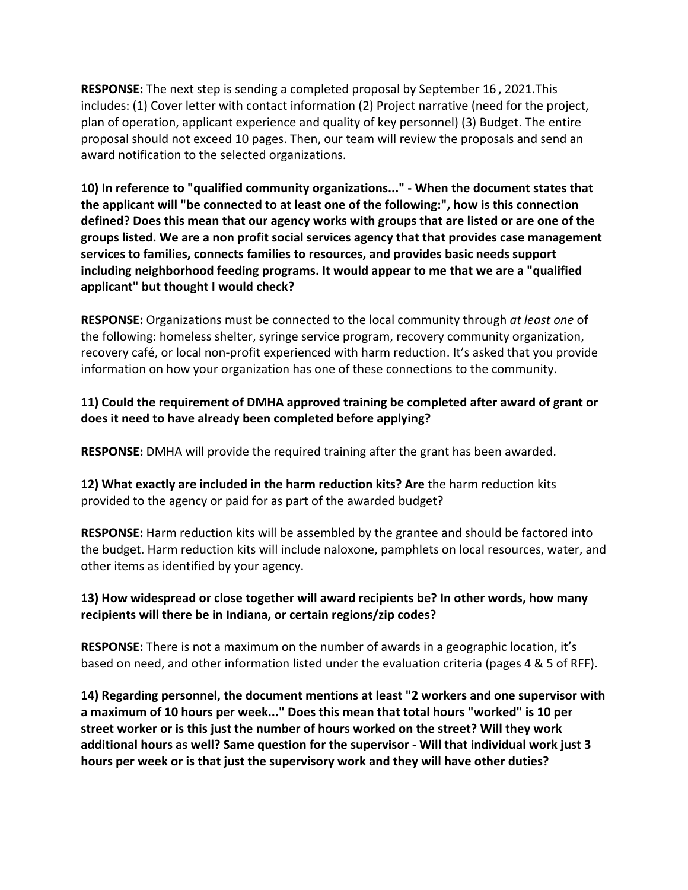**RESPONSE:** The next step is sending a completed proposal by September 16 , 2021.This includes: (1) Cover letter with contact information (2) Project narrative (need for the project, plan of operation, applicant experience and quality of key personnel) (3) Budget. The entire proposal should not exceed 10 pages. Then, our team will review the proposals and send an award notification to the selected organizations.

**10) In reference to "qualified community organizations..." - When the document states that the applicant will "be connected to at least one of the following:", how is this connection defined? Does this mean that our agency works with groups that are listed or are one of the groups listed. We are a non profit social services agency that that provides case management services to families, connects families to resources, and provides basic needs support including neighborhood feeding programs. It would appear to me that we are a "qualified applicant" but thought I would check?**

**RESPONSE:** Organizations must be connected to the local community through *at least one* of the following: homeless shelter, syringe service program, recovery community organization, recovery café, or local non-profit experienced with harm reduction. It's asked that you provide information on how your organization has one of these connections to the community.

**11) Could the requirement of DMHA approved training be completed after award of grant or does it need to have already been completed before applying?**

**RESPONSE:** DMHA will provide the required training after the grant has been awarded.

**12) What exactly are included in the harm reduction kits? Are** the harm reduction kits provided to the agency or paid for as part of the awarded budget?

**RESPONSE:** Harm reduction kits will be assembled by the grantee and should be factored into the budget. Harm reduction kits will include naloxone, pamphlets on local resources, water, and other items as identified by your agency.

**13) How widespread or close together will award recipients be? In other words, how many recipients will there be in Indiana, or certain regions/zip codes?**

**RESPONSE:** There is not a maximum on the number of awards in a geographic location, it's based on need, and other information listed under the evaluation criteria (pages 4 & 5 of RFF).

**14) Regarding personnel, the document mentions at least "2 workers and one supervisor with a maximum of 10 hours per week..." Does this mean that total hours "worked" is 10 per street worker or is this just the number of hours worked on the street? Will they work additional hours as well? Same question for the supervisor - Will that individual work just 3 hours per week or is that just the supervisory work and they will have other duties?**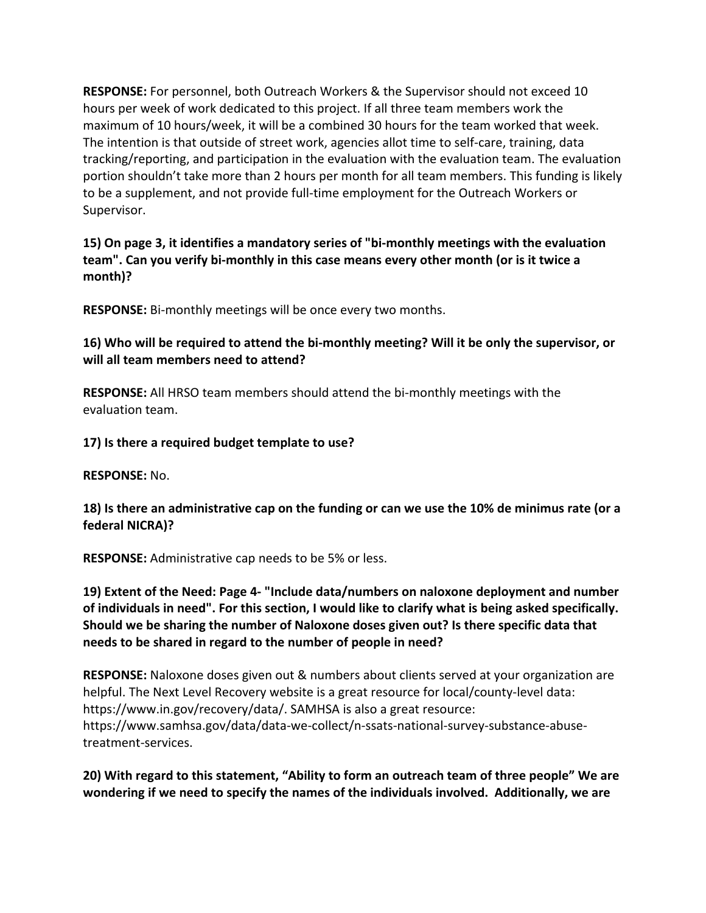**RESPONSE:** For personnel, both Outreach Workers & the Supervisor should not exceed 10 hours per week of work dedicated to this project. If all three team members work the maximum of 10 hours/week, it will be a combined 30 hours for the team worked that week. The intention is that outside of street work, agencies allot time to self-care, training, data tracking/reporting, and participation in the evaluation with the evaluation team. The evaluation portion shouldn't take more than 2 hours per month for all team members. This funding is likely to be a supplement, and not provide full-time employment for the Outreach Workers or Supervisor.

**15) On page 3, it identifies a mandatory series of "bi-monthly meetings with the evaluation team". Can you verify bi-monthly in this case means every other month (or is it twice a month)?**

**RESPONSE:** Bi-monthly meetings will be once every two months.

**16) Who will be required to attend the bi-monthly meeting? Will it be only the supervisor, or will all team members need to attend?**

**RESPONSE:** All HRSO team members should attend the bi-monthly meetings with the evaluation team.

**17) Is there a required budget template to use?**

**RESPONSE:** No.

**18) Is there an administrative cap on the funding or can we use the 10% de minimus rate (or a federal NICRA)?**

**RESPONSE:** Administrative cap needs to be 5% or less.

**19) Extent of the Need: Page 4- "Include data/numbers on naloxone deployment and number of individuals in need". For this section, I would like to clarify what is being asked specifically. Should we be sharing the number of Naloxone doses given out? Is there specific data that needs to be shared in regard to the number of people in need?**

**RESPONSE:** Naloxone doses given out & numbers about clients served at your organization are helpful. The Next Level Recovery website is a great resource for local/county-level data: https://www.in.gov/recovery/data/. SAMHSA is also a great resource: https://www.samhsa.gov/data/data-we-collect/n-ssats-national-survey-substance-abuse-treatment-services.

**20) With regard to this statement, "Ability to form an outreach team of three people" We are wondering if we need to specify the names of the individuals involved. Additionally, we are**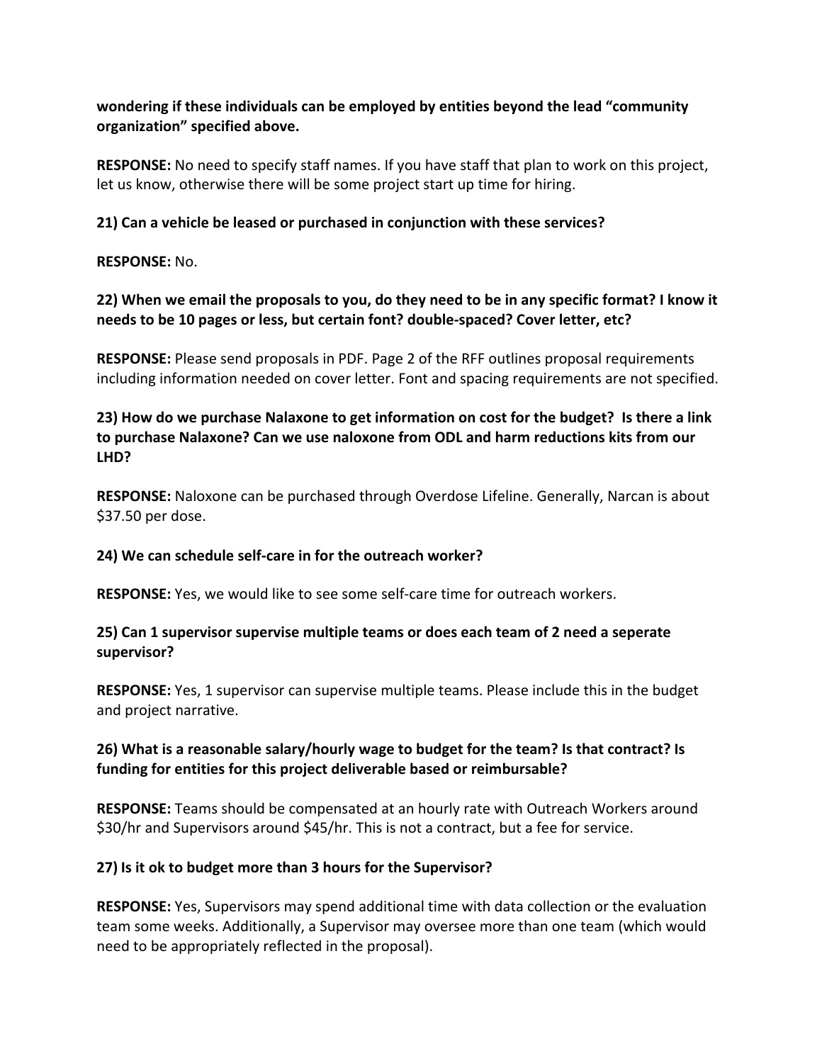**wondering if these individuals can be employed by entities beyond the lead "community organization" specified above.**

**RESPONSE:** No need to specify staff names. If you have staff that plan to work on this project, let us know, otherwise there will be some project start up time for hiring.

**21) Can a vehicle be leased or purchased in conjunction with these services?**

**RESPONSE:** No.

**22) When we email the proposals to you, do they need to be in any specific format? I know it needs to be 10 pages or less, but certain font? double-spaced? Cover letter, etc?**

**RESPONSE:** Please send proposals in PDF. Page 2 of the RFF outlines proposal requirements including information needed on cover letter. Font and spacing requirements are not specified.

**23) How do we purchase Nalaxone to get information on cost for the budget? Is there a link to purchase Nalaxone? Can we use naloxone from ODL and harm reductions kits from our LHD?**

**RESPONSE:** Naloxone can be purchased through Overdose Lifeline. Generally, Narcan is about $37.50 per dose.

**24) We can schedule self-care in for the outreach worker?**

**RESPONSE:** Yes, we would like to see some self-care time for outreach workers.

**25) Can 1 supervisor supervise multiple teams or does each team of 2 need a seperate supervisor?**

**RESPONSE:** Yes, 1 supervisor can supervise multiple teams. Please include this in the budget and project narrative.

**26) What is a reasonable salary/hourly wage to budget for the team? Is that contract? Is funding for entities for this project deliverable based or reimbursable?**

**RESPONSE:** Teams should be compensated at an hourly rate with Outreach Workers around $30/hr and Supervisors around $45/hr. This is not a contract, but a fee for service.

**27) Is it ok to budget more than 3 hours for the Supervisor?**

**RESPONSE:** Yes, Supervisors may spend additional time with data collection or the evaluation team some weeks. Additionally, a Supervisor may oversee more than one team (which would need to be appropriately reflected in the proposal).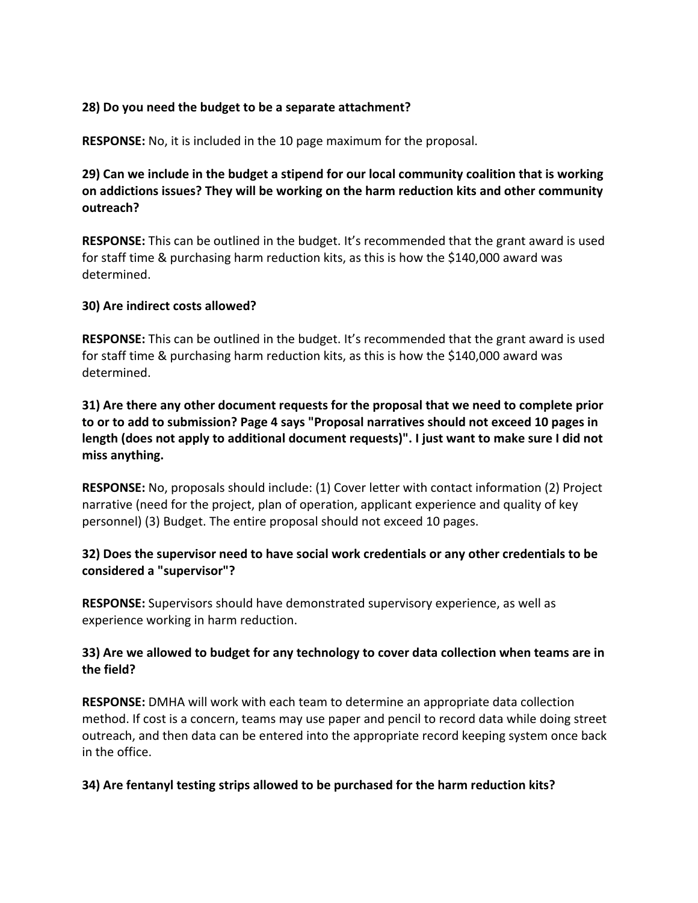**28) Do you need the budget to be a separate attachment?**

**RESPONSE:** No, it is included in the 10 page maximum for the proposal.

**29) Can we include in the budget a stipend for our local community coalition that is working on addictions issues? They will be working on the harm reduction kits and other community outreach?**

**RESPONSE:** This can be outlined in the budget. It's recommended that the grant award is used for staff time & purchasing harm reduction kits, as this is how the $140,000 award was determined.

**30) Are indirect costs allowed?**

**RESPONSE:** This can be outlined in the budget. It's recommended that the grant award is used for staff time & purchasing harm reduction kits, as this is how the $140,000 award was determined.

**31) Are there any other document requests for the proposal that we need to complete prior to or to add to submission? Page 4 says "Proposal narratives should not exceed 10 pages in length (does not apply to additional document requests)". I just want to make sure I did not miss anything.**

**RESPONSE:** No, proposals should include: (1) Cover letter with contact information (2) Project narrative (need for the project, plan of operation, applicant experience and quality of key personnel) (3) Budget. The entire proposal should not exceed 10 pages.

**32) Does the supervisor need to have social work credentials or any other credentials to be considered a "supervisor"?**

**RESPONSE:** Supervisors should have demonstrated supervisory experience, as well as experience working in harm reduction.

**33) Are we allowed to budget for any technology to cover data collection when teams are in the field?**

**RESPONSE:** DMHA will work with each team to determine an appropriate data collection method. If cost is a concern, teams may use paper and pencil to record data while doing street outreach, and then data can be entered into the appropriate record keeping system once back in the office.

**34) Are fentanyl testing strips allowed to be purchased for the harm reduction kits?**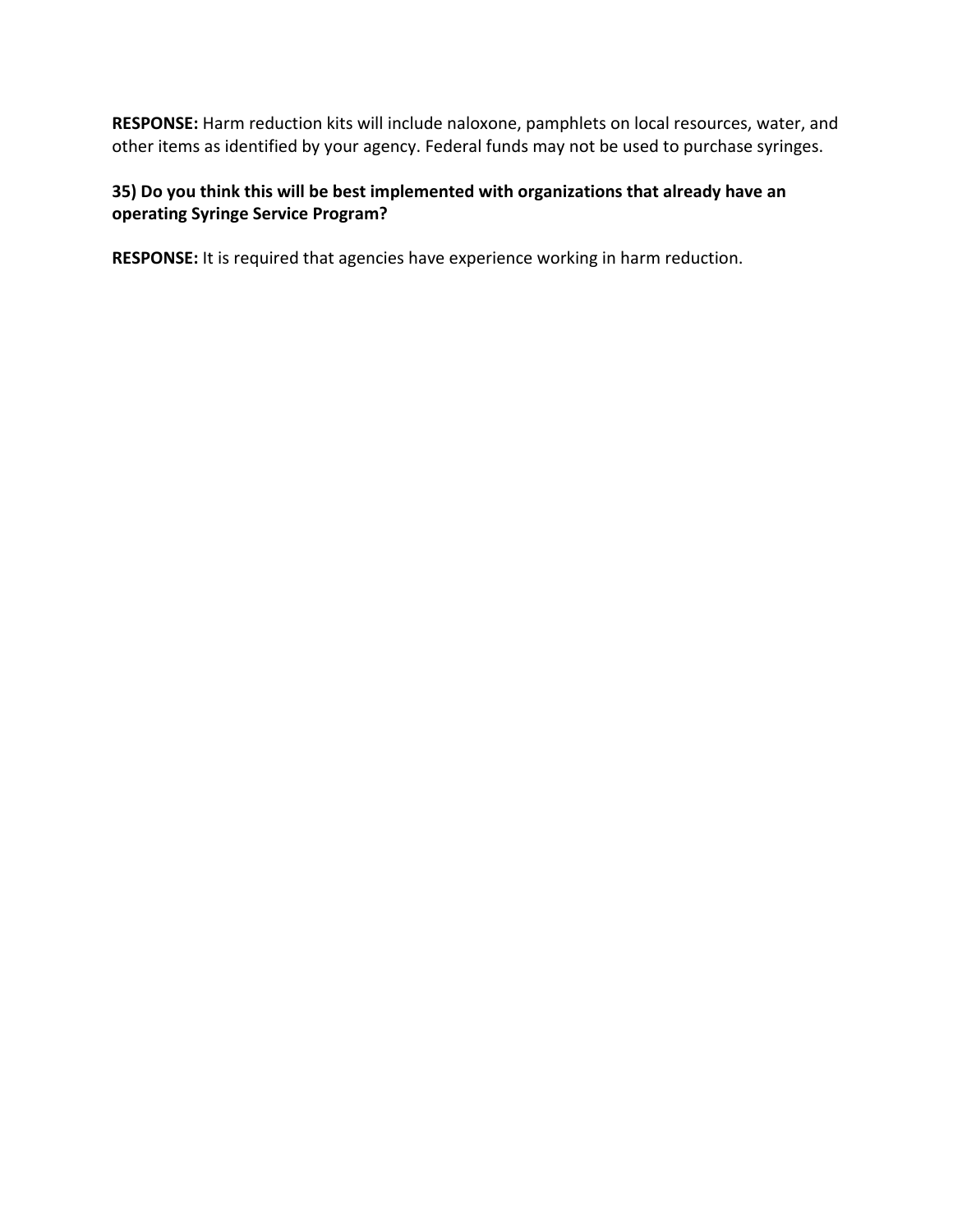**RESPONSE:** Harm reduction kits will include naloxone, pamphlets on local resources, water, and other items as identified by your agency. Federal funds may not be used to purchase syringes.

**35) Do you think this will be best implemented with organizations that already have an operating Syringe Service Program?**

**RESPONSE:** It is required that agencies have experience working in harm reduction.